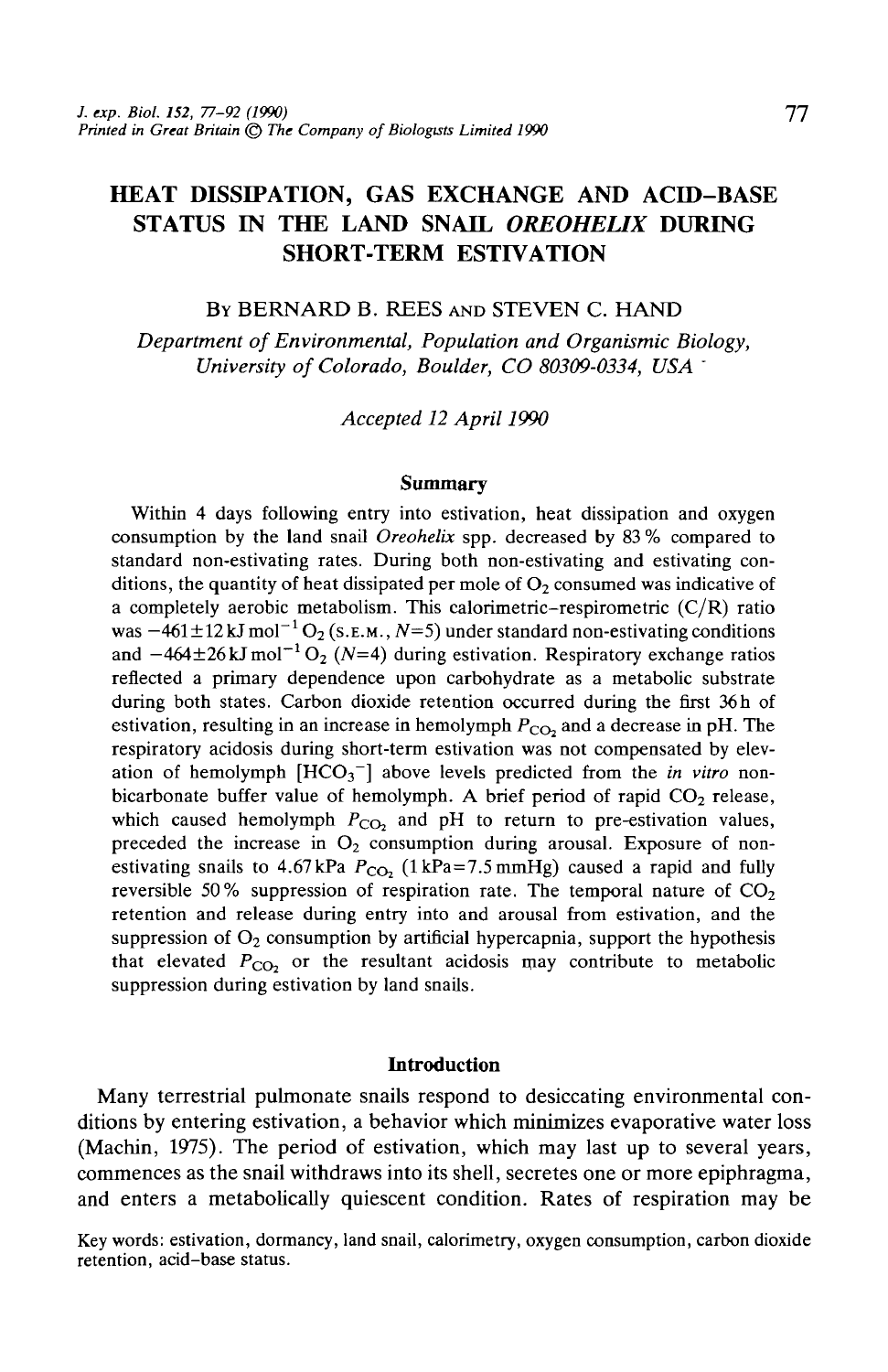# HEAT DISSIPATION, GAS EXCHANGE AND ACID–BASE STATUS IN THE LAND SNAIL *OREOHELIX* DURING SHORT-TERM ESTIVATION

BY BERNARD B. REES AND STEVEN C. HAND

*Department of Environmental, Population and Organismic Biology, University of Colorado, Boulder, CO 80309-0334, USA*

*Accepted 12 April 1990*

## Summary

Within 4 days following entry into estivation, heat dissipation and oxygen consumption by the land snail *Oreohelix* spp. decreased by 83% compared to standard non-estivating rates. During both non-estivating and estivating conditions, the quantity of heat dissipated per mole of $O_2$ consumed was indicative of a completely aerobic metabolism. This calorimetric–respirometric (C/R) ratio was $-461 \pm 12\,kJ\,mol^{-1}\,O_2$ (S.E.M., $N$=5) under standard non-estivating conditions and $-464 \pm 26\,kJ\,mol^{-1}\,O_2$ ($N$=4) during estivation. Respiratory exchange ratios reflected a primary dependence upon carbohydrate as a metabolic substrate during both states. Carbon dioxide retention occurred during the first 36 h of estivation, resulting in an increase in hemolymph $P_{CO_2}$ and a decrease in pH. The respiratory acidosis during short-term estivation was not compensated by elevation of hemolymph $[HCO_3^-]$ above levels predicted from the *in vitro* non-bicarbonate buffer value of hemolymph. A brief period of rapid $CO_2$ release, which caused hemolymph $P_{CO_2}$ and pH to return to pre-estivation values, preceded the increase in $O_2$ consumption during arousal. Exposure of non-estivating snails to 4.67 kPa $P_{CO_2}$ (1 kPa=7.5 mmHg) caused a rapid and fully reversible 50% suppression of respiration rate. The temporal nature of $CO_2$ retention and release during entry into and arousal from estivation, and the suppression of $O_2$ consumption by artificial hypercapnia, support the hypothesis that elevated $P_{CO_2}$ or the resultant acidosis may contribute to metabolic suppression during estivation by land snails.

## Introduction

Many terrestrial pulmonate snails respond to desiccating environmental conditions by entering estivation, a behavior which minimizes evaporative water loss (Machin, 1975). The period of estivation, which may last up to several years, commences as the snail withdraws into its shell, secretes one or more epiphragma, and enters a metabolically quiescent condition. Rates of respiration may be

Key words: estivation, dormancy, land snail, calorimetry, oxygen consumption, carbon dioxide retention, acid–base status.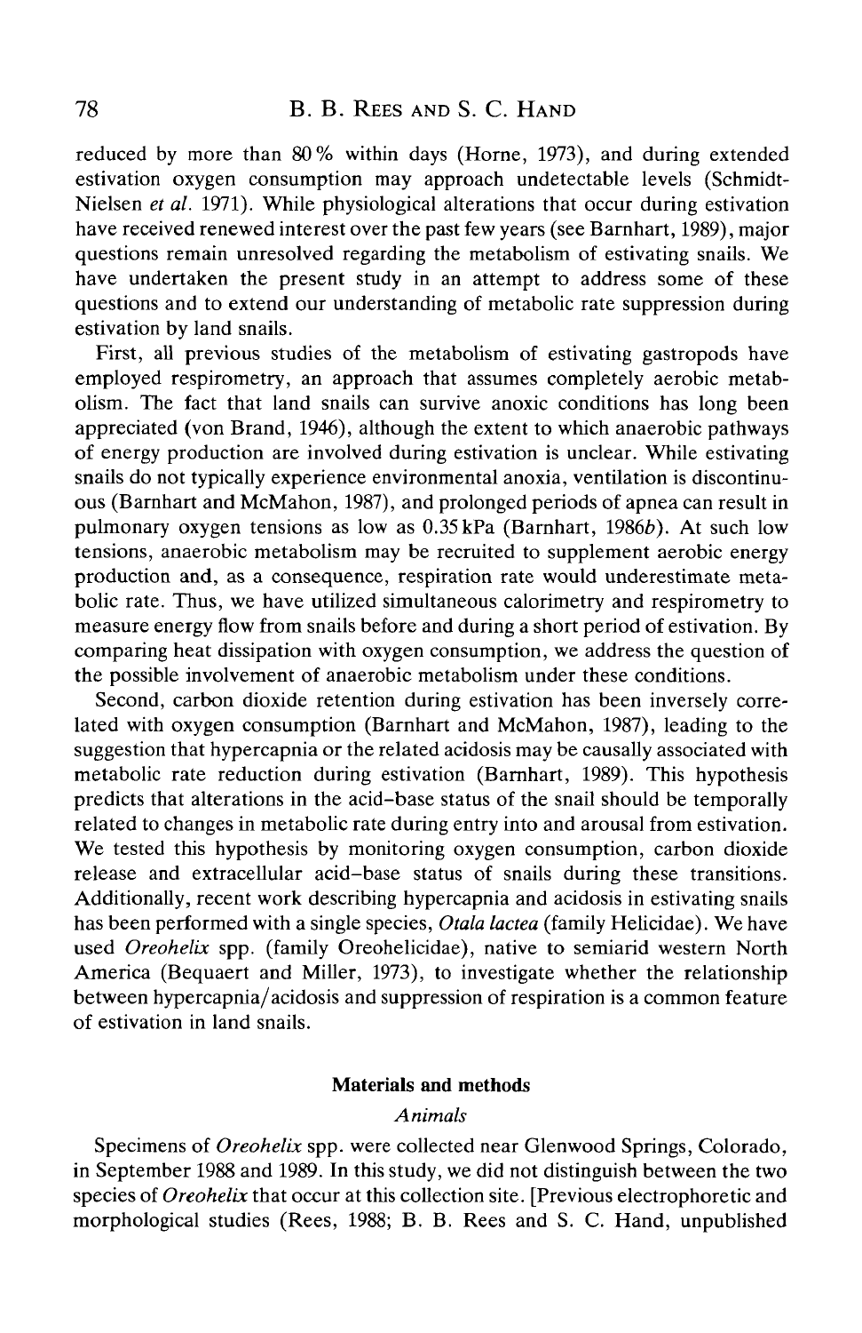reduced by more than 80 % within days (Horne, 1973), and during extended estivation oxygen consumption may approach undetectable levels (Schmidt-Nielsen *et al.* 1971). While physiological alterations that occur during estivation have received renewed interest over the past few years (see Barnhart, 1989), major questions remain unresolved regarding the metabolism of estivating snails. We have undertaken the present study in an attempt to address some of these questions and to extend our understanding of metabolic rate suppression during estivation by land snails.

First, all previous studies of the metabolism of estivating gastropods have employed respirometry, an approach that assumes completely aerobic metabolism. The fact that land snails can survive anoxic conditions has long been appreciated (von Brand, 1946), although the extent to which anaerobic pathways of energy production are involved during estivation is unclear. While estivating snails do not typically experience environmental anoxia, ventilation is discontinuous (Barnhart and McMahon, 1987), and prolonged periods of apnea can result in pulmonary oxygen tensions as low as 0.35 kPa (Barnhart, 1986*b*). At such low tensions, anaerobic metabolism may be recruited to supplement aerobic energy production and, as a consequence, respiration rate would underestimate metabolic rate. Thus, we have utilized simultaneous calorimetry and respirometry to measure energy flow from snails before and during a short period of estivation. By comparing heat dissipation with oxygen consumption, we address the question of the possible involvement of anaerobic metabolism under these conditions.

Second, carbon dioxide retention during estivation has been inversely correlated with oxygen consumption (Barnhart and McMahon, 1987), leading to the suggestion that hypercapnia or the related acidosis may be causally associated with metabolic rate reduction during estivation (Barnhart, 1989). This hypothesis predicts that alterations in the acid–base status of the snail should be temporally related to changes in metabolic rate during entry into and arousal from estivation. We tested this hypothesis by monitoring oxygen consumption, carbon dioxide release and extracellular acid–base status of snails during these transitions. Additionally, recent work describing hypercapnia and acidosis in estivating snails has been performed with a single species, *Otala lactea* (family Helicidae). We have used *Oreohelix* spp. (family Oreohelicidae), native to semiarid western North America (Bequaert and Miller, 1973), to investigate whether the relationship between hypercapnia/acidosis and suppression of respiration is a common feature of estivation in land snails.

## Materials and methods

### *Animals*

Specimens of *Oreohelix* spp. were collected near Glenwood Springs, Colorado, in September 1988 and 1989. In this study, we did not distinguish between the two species of *Oreohelix* that occur at this collection site. [Previous electrophoretic and morphological studies (Rees, 1988; B. B. Rees and S. C. Hand, unpublished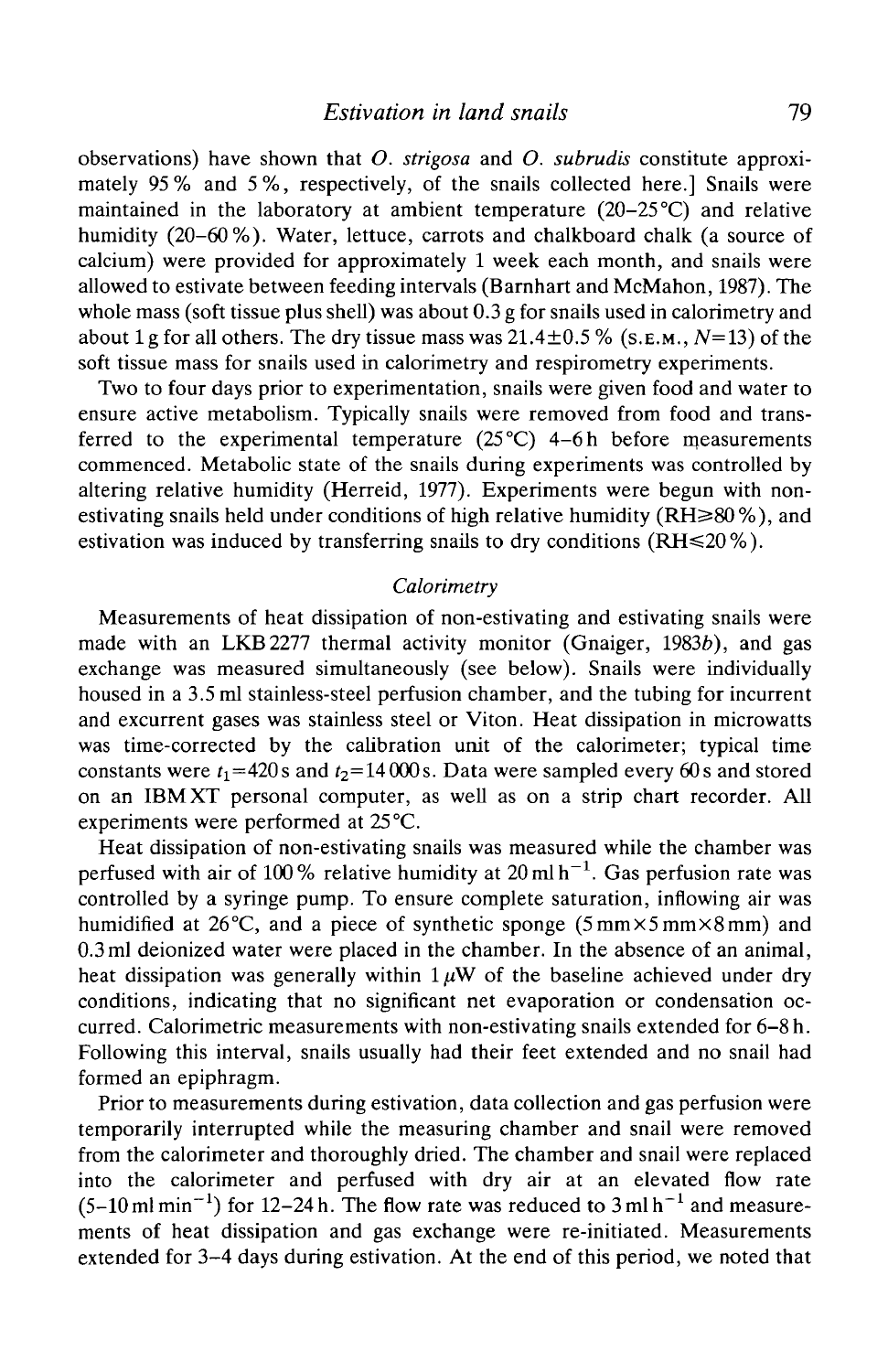observations) have shown that *O. strigosa* and *O. subrudis* constitute approximately 95 % and 5 %, respectively, of the snails collected here.] Snails were maintained in the laboratory at ambient temperature (20–25 °C) and relative humidity (20–60 %). Water, lettuce, carrots and chalkboard chalk (a source of calcium) were provided for approximately 1 week each month, and snails were allowed to estivate between feeding intervals (Barnhart and McMahon, 1987). The whole mass (soft tissue plus shell) was about 0.3 g for snails used in calorimetry and about 1 g for all others. The dry tissue mass was 21.4±0.5 % (S.E.M., $N$=13) of the soft tissue mass for snails used in calorimetry and respirometry experiments.

Two to four days prior to experimentation, snails were given food and water to ensure active metabolism. Typically snails were removed from food and transferred to the experimental temperature (25 °C) 4–6 h before measurements commenced. Metabolic state of the snails during experiments was controlled by altering relative humidity (Herreid, 1977). Experiments were begun with non-estivating snails held under conditions of high relative humidity (RH≥80 %), and estivation was induced by transferring snails to dry conditions (RH≤20 %).

### *Calorimetry*

Measurements of heat dissipation of non-estivating and estivating snails were made with an LKB 2277 thermal activity monitor (Gnaiger, 1983*b*), and gas exchange was measured simultaneously (see below). Snails were individually housed in a 3.5 ml stainless-steel perfusion chamber, and the tubing for incurrent and excurrent gases was stainless steel or Viton. Heat dissipation in microwatts was time-corrected by the calibration unit of the calorimeter; typical time constants were $t_1$=420 s and $t_2$=14 000 s. Data were sampled every 60 s and stored on an IBM XT personal computer, as well as on a strip chart recorder. All experiments were performed at 25 °C.

Heat dissipation of non-estivating snails was measured while the chamber was perfused with air of 100 % relative humidity at 20 ml h$^{-1}$. Gas perfusion rate was controlled by a syringe pump. To ensure complete saturation, inflowing air was humidified at 26 °C, and a piece of synthetic sponge (5 mm×5 mm×8 mm) and 0.3 ml deionized water were placed in the chamber. In the absence of an animal, heat dissipation was generally within 1 μW of the baseline achieved under dry conditions, indicating that no significant net evaporation or condensation occurred. Calorimetric measurements with non-estivating snails extended for 6–8 h. Following this interval, snails usually had their feet extended and no snail had formed an epiphragm.

Prior to measurements during estivation, data collection and gas perfusion were temporarily interrupted while the measuring chamber and snail were removed from the calorimeter and thoroughly dried. The chamber and snail were replaced into the calorimeter and perfused with dry air at an elevated flow rate (5–10 ml min$^{-1}$) for 12–24 h. The flow rate was reduced to 3 ml h$^{-1}$ and measurements of heat dissipation and gas exchange were re-initiated. Measurements extended for 3–4 days during estivation. At the end of this period, we noted that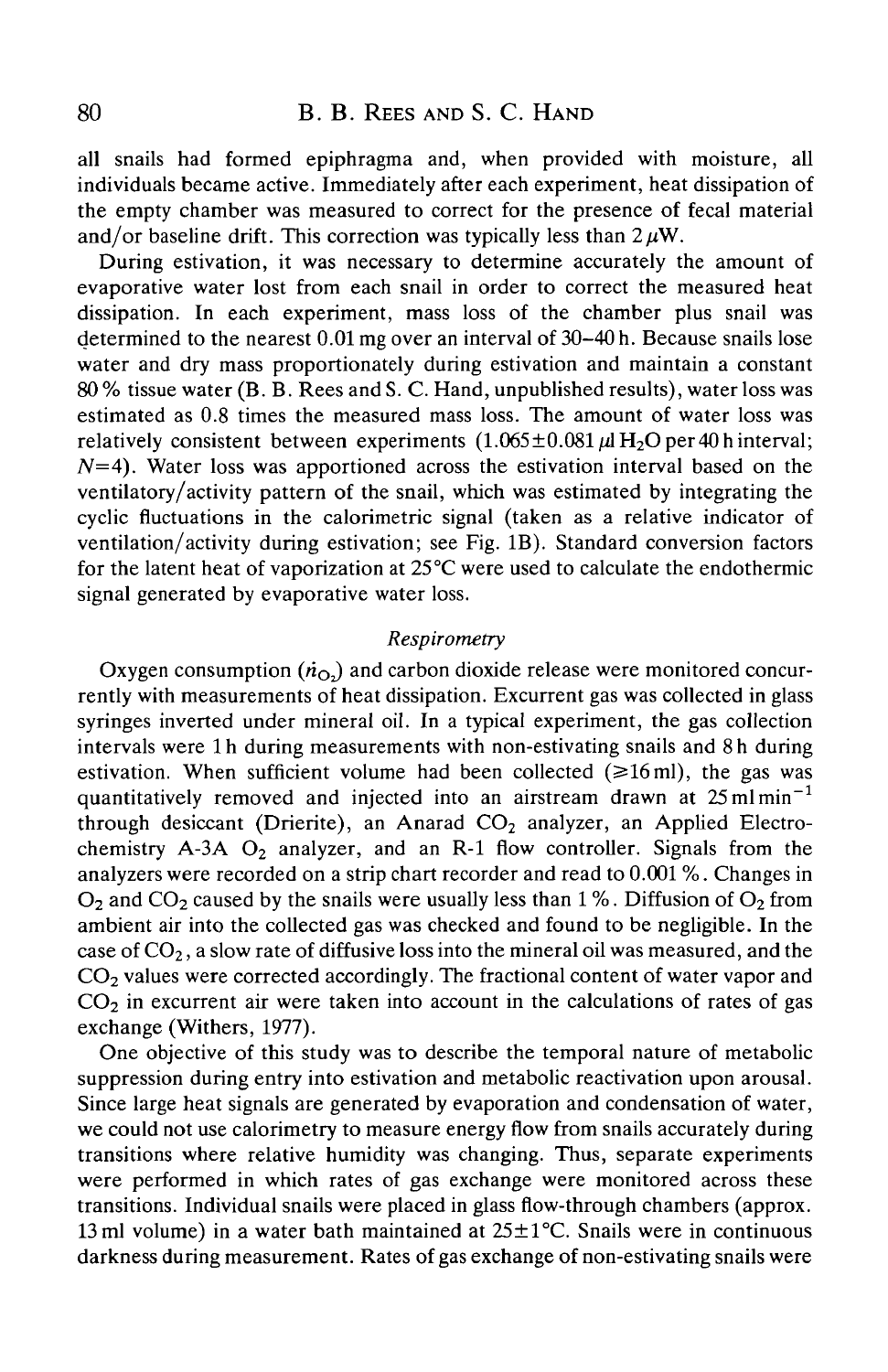all snails had formed epiphragma and, when provided with moisture, all individuals became active. Immediately after each experiment, heat dissipation of the empty chamber was measured to correct for the presence of fecal material and/or baseline drift. This correction was typically less than 2 $\mu$W.

During estivation, it was necessary to determine accurately the amount of evaporative water lost from each snail in order to correct the measured heat dissipation. In each experiment, mass loss of the chamber plus snail was determined to the nearest 0.01 mg over an interval of 30–40 h. Because snails lose water and dry mass proportionately during estivation and maintain a constant 80 % tissue water (B. B. Rees and S. C. Hand, unpublished results), water loss was estimated as 0.8 times the measured mass loss. The amount of water loss was relatively consistent between experiments (1.065±0.081 $\mu$l $H_2O$ per 40 h interval; $N$=4). Water loss was apportioned across the estivation interval based on the ventilatory/activity pattern of the snail, which was estimated by integrating the cyclic fluctuations in the calorimetric signal (taken as a relative indicator of ventilation/activity during estivation; see Fig. 1B). Standard conversion factors for the latent heat of vaporization at 25°C were used to calculate the endothermic signal generated by evaporative water loss.

### *Respirometry*

Oxygen consumption ($\dot{n}_{O_2}$) and carbon dioxide release were monitored concurrently with measurements of heat dissipation. Excurrent gas was collected in glass syringes inverted under mineral oil. In a typical experiment, the gas collection intervals were 1 h during measurements with non-estivating snails and 8 h during estivation. When sufficient volume had been collected (≥16 ml), the gas was quantitatively removed and injected into an airstream drawn at 25 ml $min^{-1}$ through desiccant (Drierite), an Anarad $CO_2$ analyzer, an Applied Electrochemistry A-3A $O_2$ analyzer, and an R-1 flow controller. Signals from the analyzers were recorded on a strip chart recorder and read to 0.001 %. Changes in $O_2$ and $CO_2$ caused by the snails were usually less than 1 %. Diffusion of $O_2$ from ambient air into the collected gas was checked and found to be negligible. In the case of $CO_2$, a slow rate of diffusive loss into the mineral oil was measured, and the $CO_2$ values were corrected accordingly. The fractional content of water vapor and $CO_2$ in excurrent air were taken into account in the calculations of rates of gas exchange (Withers, 1977).

One objective of this study was to describe the temporal nature of metabolic suppression during entry into estivation and metabolic reactivation upon arousal. Since large heat signals are generated by evaporation and condensation of water, we could not use calorimetry to measure energy flow from snails accurately during transitions where relative humidity was changing. Thus, separate experiments were performed in which rates of gas exchange were monitored across these transitions. Individual snails were placed in glass flow-through chambers (approx. 13 ml volume) in a water bath maintained at 25±1°C. Snails were in continuous darkness during measurement. Rates of gas exchange of non-estivating snails were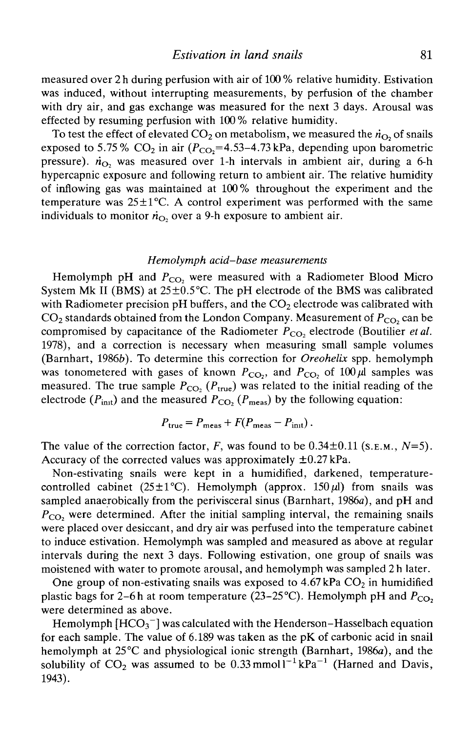measured over 2 h during perfusion with air of 100 % relative humidity. Estivation was induced, without interrupting measurements, by perfusion of the chamber with dry air, and gas exchange was measured for the next 3 days. Arousal was effected by resuming perfusion with 100 % relative humidity.

To test the effect of elevated $CO_2$ on metabolism, we measured the $\dot{n}_{O_2}$ of snails exposed to 5.75 % $CO_2$ in air ($P_{CO_2}$=4.53–4.73 kPa, depending upon barometric pressure). $\dot{n}_{O_2}$ was measured over 1-h intervals in ambient air, during a 6-h hypercapnic exposure and following return to ambient air. The relative humidity of inflowing gas was maintained at 100 % throughout the experiment and the temperature was 25±1 °C. A control experiment was performed with the same individuals to monitor $\dot{n}_{O_2}$ over a 9-h exposure to ambient air.

### *Hemolymph acid–base measurements*

Hemolymph pH and $P_{CO_2}$ were measured with a Radiometer Blood Micro System Mk II (BMS) at 25±0.5 °C. The pH electrode of the BMS was calibrated with Radiometer precision pH buffers, and the $CO_2$ electrode was calibrated with $CO_2$ standards obtained from the London Company. Measurement of $P_{CO_2}$ can be compromised by capacitance of the Radiometer $P_{CO_2}$ electrode (Boutilier *et al.* 1978), and a correction is necessary when measuring small sample volumes (Barnhart, 1986*b*). To determine this correction for *Oreohelix* spp. hemolymph was tonometered with gases of known $P_{CO_2}$, and $P_{CO_2}$ of 100 μl samples was measured. The true sample $P_{CO_2}$ ($P_{true}$) was related to the initial reading of the electrode ($P_{init}$) and the measured $P_{CO_2}$ ($P_{meas}$) by the following equation:

$$P_{true} = P_{meas} + F(P_{meas} - P_{init})\,.$$

The value of the correction factor, $F$, was found to be 0.34±0.11 (S.E.M., $N$=5). Accuracy of the corrected values was approximately ±0.27 kPa.

Non-estivating snails were kept in a humidified, darkened, temperature-controlled cabinet (25±1 °C). Hemolymph (approx. 150 μl) from snails was sampled anaerobically from the perivisceral sinus (Barnhart, 1986*a*), and pH and $P_{CO_2}$ were determined. After the initial sampling interval, the remaining snails were placed over desiccant, and dry air was perfused into the temperature cabinet to induce estivation. Hemolymph was sampled and measured as above at regular intervals during the next 3 days. Following estivation, one group of snails was moistened with water to promote arousal, and hemolymph was sampled 2 h later.

One group of non-estivating snails was exposed to 4.67 kPa $CO_2$ in humidified plastic bags for 2–6 h at room temperature (23–25 °C). Hemolymph pH and $P_{CO_2}$ were determined as above.

Hemolymph [$HCO_3^-$] was calculated with the Henderson–Hasselbach equation for each sample. The value of 6.189 was taken as the pK of carbonic acid in snail hemolymph at 25 °C and physiological ionic strength (Barnhart, 1986*a*), and the solubility of $CO_2$ was assumed to be 0.33 $mmol\,l^{-1}\,kPa^{-1}$ (Harned and Davis, 1943).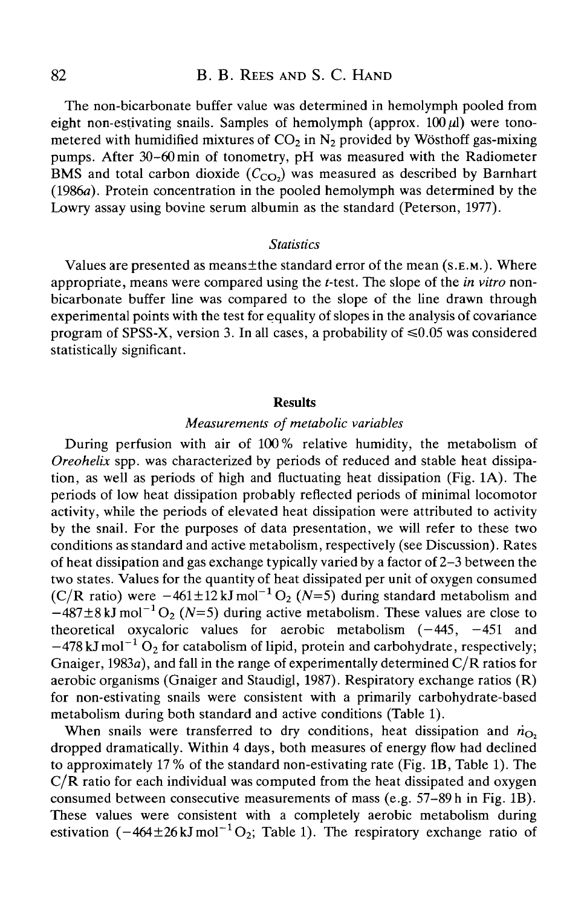The non-bicarbonate buffer value was determined in hemolymph pooled from eight non-estivating snails. Samples of hemolymph (approx. 100 μl) were tonometered with humidified mixtures of $CO_2$ in $N_2$ provided by Wösthoff gas-mixing pumps. After 30–60 min of tonometry, pH was measured with the Radiometer BMS and total carbon dioxide ($C_{CO_2}$) was measured as described by Barnhart (1986*a*). Protein concentration in the pooled hemolymph was determined by the Lowry assay using bovine serum albumin as the standard (Peterson, 1977).

### *Statistics*

Values are presented as means±the standard error of the mean (S.E.M.). Where appropriate, means were compared using the *t*-test. The slope of the *in vitro* non-bicarbonate buffer line was compared to the slope of the line drawn through experimental points with the test for equality of slopes in the analysis of covariance program of SPSS-X, version 3. In all cases, a probability of $\leq 0.05$ was considered statistically significant.

## Results

### *Measurements of metabolic variables*

During perfusion with air of 100 % relative humidity, the metabolism of *Oreohelix* spp. was characterized by periods of reduced and stable heat dissipation, as well as periods of high and fluctuating heat dissipation (Fig. 1A). The periods of low heat dissipation probably reflected periods of minimal locomotor activity, while the periods of elevated heat dissipation were attributed to activity by the snail. For the purposes of data presentation, we will refer to these two conditions as standard and active metabolism, respectively (see Discussion). Rates of heat dissipation and gas exchange typically varied by a factor of 2–3 between the two states. Values for the quantity of heat dissipated per unit of oxygen consumed (C/R ratio) were $-461\pm12$ kJ mol$^{-1}$ $O_2$ ($N=5$) during standard metabolism and $-487\pm8$ kJ mol$^{-1}$ $O_2$ ($N=5$) during active metabolism. These values are close to theoretical oxycaloric values for aerobic metabolism ($-445$, $-451$ and $-478$ kJ mol$^{-1}$ $O_2$ for catabolism of lipid, protein and carbohydrate, respectively; Gnaiger, 1983*a*), and fall in the range of experimentally determined C/R ratios for aerobic organisms (Gnaiger and Staudigl, 1987). Respiratory exchange ratios (R) for non-estivating snails were consistent with a primarily carbohydrate-based metabolism during both standard and active conditions (Table 1).

When snails were transferred to dry conditions, heat dissipation and $\dot{n}_{O_2}$ dropped dramatically. Within 4 days, both measures of energy flow had declined to approximately 17 % of the standard non-estivating rate (Fig. 1B, Table 1). The C/R ratio for each individual was computed from the heat dissipated and oxygen consumed between consecutive measurements of mass (e.g. 57–89 h in Fig. 1B). These values were consistent with a completely aerobic metabolism during estivation ($-464\pm26$ kJ mol$^{-1}$ $O_2$; Table 1). The respiratory exchange ratio of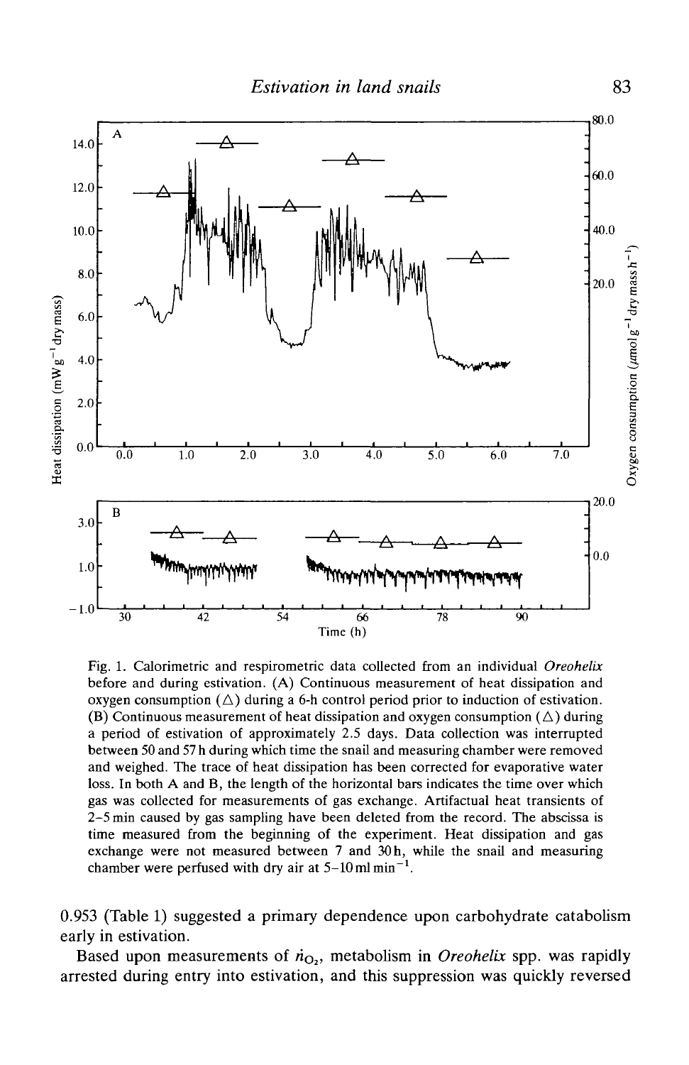Fig. 1. Calorimetric and respirometric data collected from an individual *Oreohelix* before and during estivation. (A) Continuous measurement of heat dissipation and oxygen consumption (△) during a 6-h control period prior to induction of estivation. (B) Continuous measurement of heat dissipation and oxygen consumption (△) during a period of estivation of approximately 2.5 days. Data collection was interrupted between 50 and 57 h during which time the snail and measuring chamber were removed and weighed. The trace of heat dissipation has been corrected for evaporative water loss. In both A and B, the length of the horizontal bars indicates the time over which gas was collected for measurements of gas exchange. Artifactual heat transients of 2–5 min caused by gas sampling have been deleted from the record. The abscissa is time measured from the beginning of the experiment. Heat dissipation and gas exchange were not measured between 7 and 30 h, while the snail and measuring chamber were perfused with dry air at 5–10 ml $min^{-1}$.

0.953 (Table 1) suggested a primary dependence upon carbohydrate catabolism early in estivation.

Based upon measurements of $\dot{n}_{O_2}$, metabolism in *Oreohelix* spp. was rapidly arrested during entry into estivation, and this suppression was quickly reversed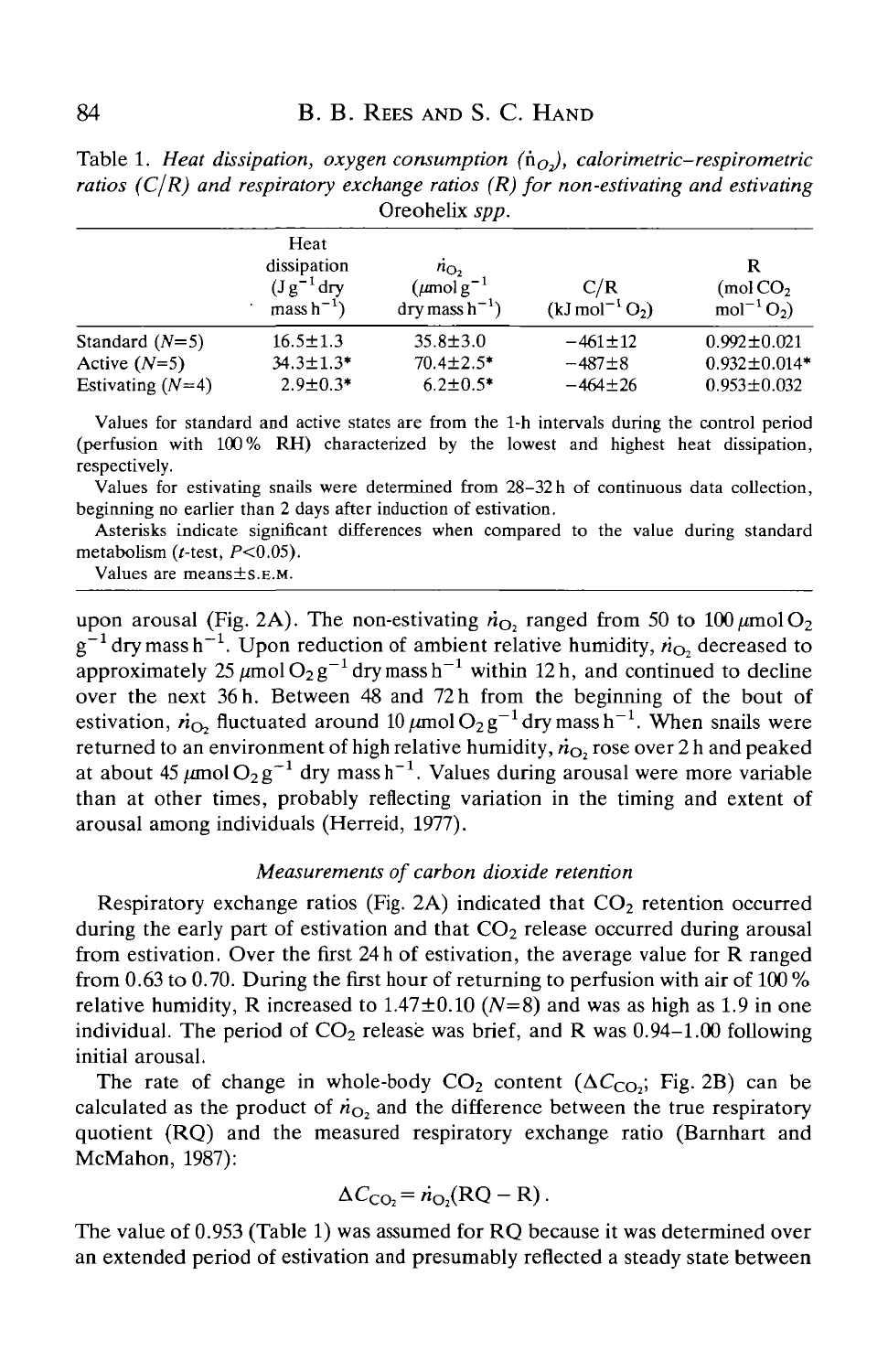Table 1. *Heat dissipation, oxygen consumption ($\dot{n}_{O_2}$), calorimetric–respirometric ratios (C/R) and respiratory exchange ratios (R) for non-estivating and estivating* Oreohelix *spp.*

| | Heat dissipation ($J\,g^{-1}$ dry mass $h^{-1}$) | $\dot{n}_{O_2}$ ($\mu$mol $g^{-1}$ dry mass $h^{-1}$) | C/R ($kJ\,mol^{-1}\,O_2$) | R ($mol\,CO_2\,mol^{-1}\,O_2$) |
|---|---|---|---|---|
| Standard ($N$=5) | 16.5±1.3 | 35.8±3.0 | −461±12 | 0.992±0.021 |
| Active ($N$=5) | 34.3±1.3* | 70.4±2.5* | −487±8 | 0.932±0.014* |
| Estivating ($N$=4) | 2.9±0.3* | 6.2±0.5* | −464±26 | 0.953±0.032 |

Values for standard and active states are from the 1-h intervals during the control period (perfusion with 100 % RH) characterized by the lowest and highest heat dissipation, respectively.

Values for estivating snails were determined from 28–32 h of continuous data collection, beginning no earlier than 2 days after induction of estivation.

Asterisks indicate significant differences when compared to the value during standard metabolism ($t$-test, $P<0.05$).

Values are means±S.E.M.

upon arousal (Fig. 2A). The non-estivating $\dot{n}_{O_2}$ ranged from 50 to 100 $\mu$mol $O_2$ $g^{-1}$ dry mass $h^{-1}$. Upon reduction of ambient relative humidity, $\dot{n}_{O_2}$ decreased to approximately 25 $\mu$mol $O_2\,g^{-1}$ dry mass $h^{-1}$ within 12 h, and continued to decline over the next 36 h. Between 48 and 72 h from the beginning of the bout of estivation, $\dot{n}_{O_2}$ fluctuated around 10 $\mu$mol $O_2\,g^{-1}$ dry mass $h^{-1}$. When snails were returned to an environment of high relative humidity, $\dot{n}_{O_2}$ rose over 2 h and peaked at about 45 $\mu$mol $O_2\,g^{-1}$ dry mass $h^{-1}$. Values during arousal were more variable than at other times, probably reflecting variation in the timing and extent of arousal among individuals (Herreid, 1977).

### *Measurements of carbon dioxide retention*

Respiratory exchange ratios (Fig. 2A) indicated that $CO_2$ retention occurred during the early part of estivation and that $CO_2$ release occurred during arousal from estivation. Over the first 24 h of estivation, the average value for R ranged from 0.63 to 0.70. During the first hour of returning to perfusion with air of 100 % relative humidity, R increased to 1.47±0.10 ($N$=8) and was as high as 1.9 in one individual. The period of $CO_2$ release was brief, and R was 0.94–1.00 following initial arousal.

The rate of change in whole-body $CO_2$ content ($\Delta C_{CO_2}$; Fig. 2B) can be calculated as the product of $\dot{n}_{O_2}$ and the difference between the true respiratory quotient (RQ) and the measured respiratory exchange ratio (Barnhart and McMahon, 1987):

$$\Delta C_{CO_2} = \dot{n}_{O_2}(\mathrm{RQ} - \mathrm{R})\,.$$

The value of 0.953 (Table 1) was assumed for RQ because it was determined over an extended period of estivation and presumably reflected a steady state between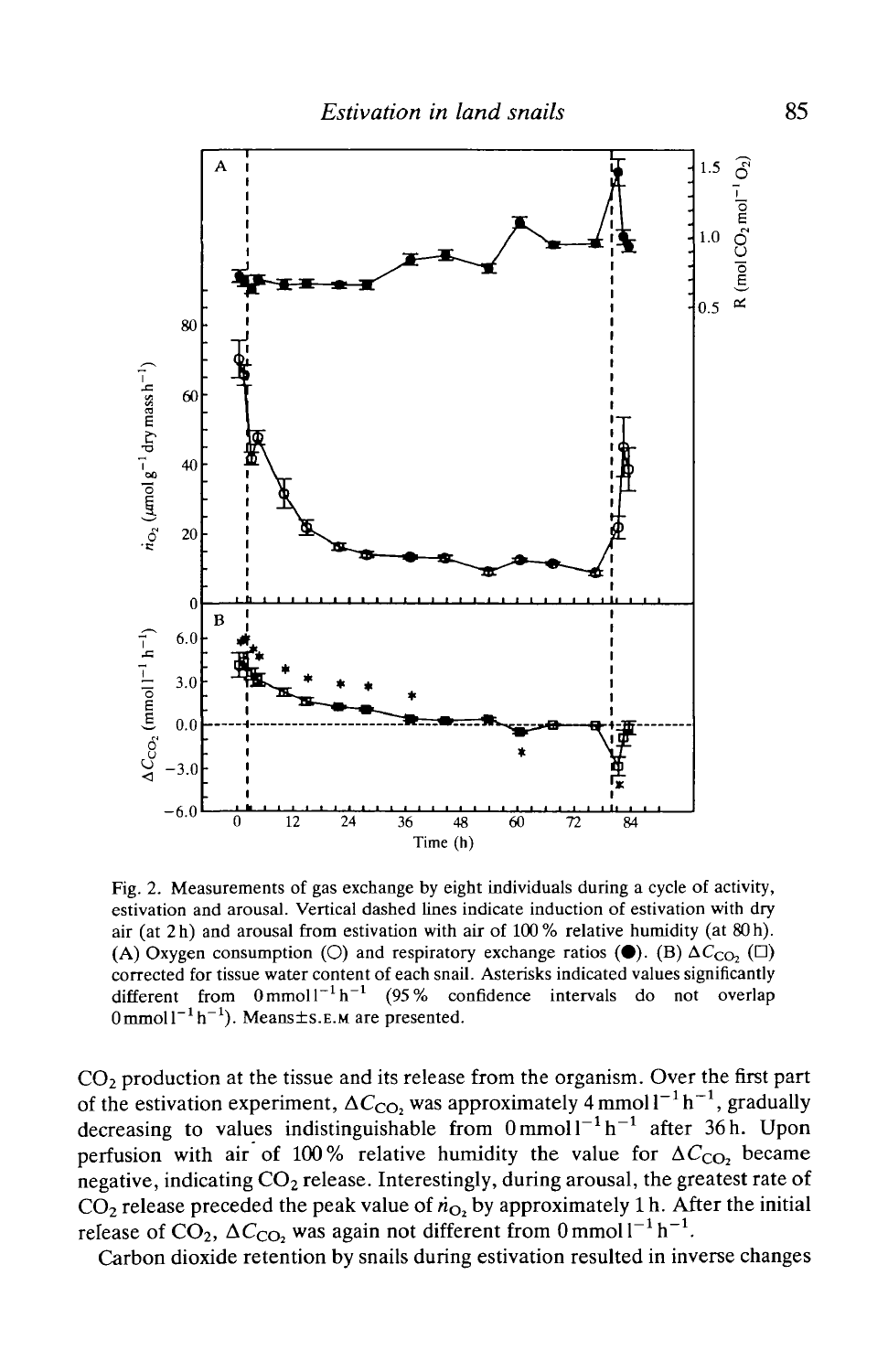Fig. 2. Measurements of gas exchange by eight individuals during a cycle of activity, estivation and arousal. Vertical dashed lines indicate induction of estivation with dry air (at 2 h) and arousal from estivation with air of 100 % relative humidity (at 80 h). (A) Oxygen consumption (○) and respiratory exchange ratios (●). (B) $\Delta C_{CO_2}$ (□) corrected for tissue water content of each snail. Asterisks indicated values significantly different from $0\,\mathrm{mmol\,l^{-1}\,h^{-1}}$ (95 % confidence intervals do not overlap $0\,\mathrm{mmol\,l^{-1}\,h^{-1}}$). Means±S.E.M are presented.

$CO_2$ production at the tissue and its release from the organism. Over the first part of the estivation experiment, $\Delta C_{CO_2}$ was approximately $4\,\mathrm{mmol\,l^{-1}\,h^{-1}}$, gradually decreasing to values indistinguishable from $0\,\mathrm{mmol\,l^{-1}\,h^{-1}}$ after 36 h. Upon perfusion with air of 100 % relative humidity the value for $\Delta C_{CO_2}$ became negative, indicating $CO_2$ release. Interestingly, during arousal, the greatest rate of $CO_2$ release preceded the peak value of $\dot{n}_{O_2}$ by approximately 1 h. After the initial release of $CO_2$, $\Delta C_{CO_2}$ was again not different from $0\,\mathrm{mmol\,l^{-1}\,h^{-1}}$.

Carbon dioxide retention by snails during estivation resulted in inverse changes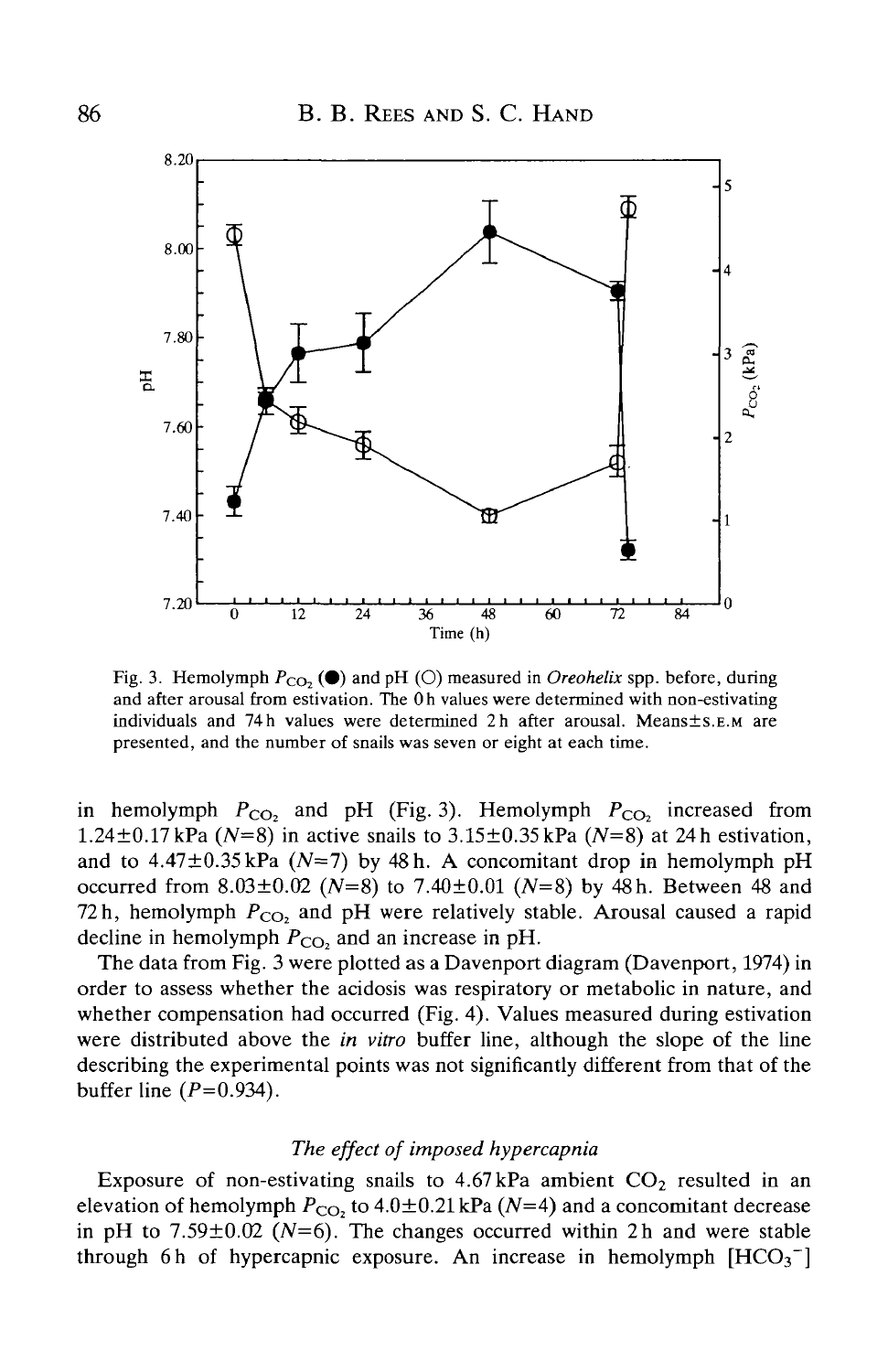Fig. 3. Hemolymph $P_{CO_2}$ (●) and pH (○) measured in *Oreohelix* spp. before, during and after arousal from estivation. The 0 h values were determined with non-estivating individuals and 74 h values were determined 2 h after arousal. Means±S.E.M are presented, and the number of snails was seven or eight at each time.

in hemolymph $P_{CO_2}$ and pH (Fig. 3). Hemolymph $P_{CO_2}$ increased from 1.24±0.17 kPa ($N$=8) in active snails to 3.15±0.35 kPa ($N$=8) at 24 h estivation, and to 4.47±0.35 kPa ($N$=7) by 48 h. A concomitant drop in hemolymph pH occurred from 8.03±0.02 ($N$=8) to 7.40±0.01 ($N$=8) by 48 h. Between 48 and 72 h, hemolymph $P_{CO_2}$ and pH were relatively stable. Arousal caused a rapid decline in hemolymph $P_{CO_2}$ and an increase in pH.

The data from Fig. 3 were plotted as a Davenport diagram (Davenport, 1974) in order to assess whether the acidosis was respiratory or metabolic in nature, and whether compensation had occurred (Fig. 4). Values measured during estivation were distributed above the *in vitro* buffer line, although the slope of the line describing the experimental points was not significantly different from that of the buffer line ($P$=0.934).

### *The effect of imposed hypercapnia*

Exposure of non-estivating snails to 4.67 kPa ambient $CO_2$ resulted in an elevation of hemolymph $P_{CO_2}$ to 4.0±0.21 kPa ($N$=4) and a concomitant decrease in pH to 7.59±0.02 ($N$=6). The changes occurred within 2 h and were stable through 6 h of hypercapnic exposure. An increase in hemolymph $[HCO_3^-]$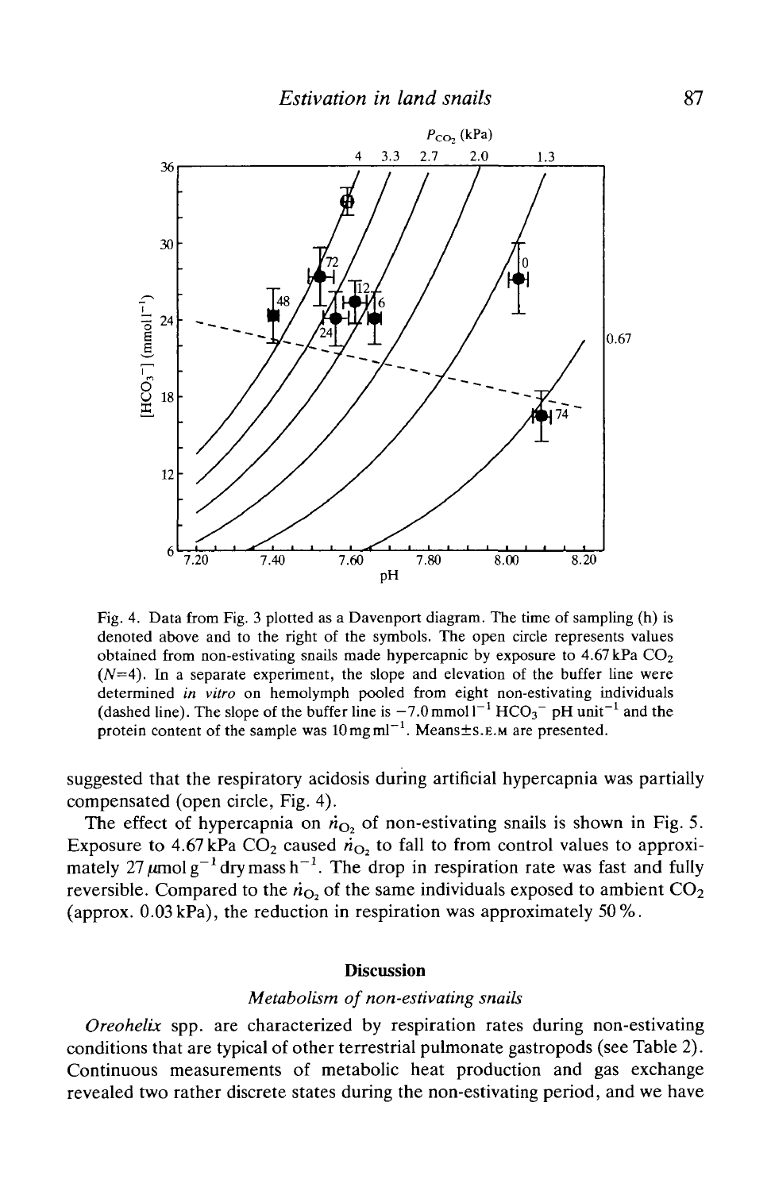Fig. 4. Data from Fig. 3 plotted as a Davenport diagram. The time of sampling (h) is denoted above and to the right of the symbols. The open circle represents values obtained from non-estivating snails made hypercapnic by exposure to 4.67 kPa $CO_2$ ($N$=4). In a separate experiment, the slope and elevation of the buffer line were determined *in vitro* on hemolymph pooled from eight non-estivating individuals (dashed line). The slope of the buffer line is $-7.0\,\mathrm{mmol\,l^{-1}\,HCO_3^-\,pH\,unit^{-1}}$ and the protein content of the sample was $10\,\mathrm{mg\,ml^{-1}}$. Means±S.E.M are presented.

suggested that the respiratory acidosis during artificial hypercapnia was partially compensated (open circle, Fig. 4).

The effect of hypercapnia on $\dot{n}_{O_2}$ of non-estivating snails is shown in Fig. 5. Exposure to 4.67 kPa $CO_2$ caused $\dot{n}_{O_2}$ to fall to from control values to approximately $27\,\mu\mathrm{mol\,g^{-1}}$ dry mass $\mathrm{h^{-1}}$. The drop in respiration rate was fast and fully reversible. Compared to the $\dot{n}_{O_2}$ of the same individuals exposed to ambient $CO_2$ (approx. 0.03 kPa), the reduction in respiration was approximately 50 %.

## Discussion

### *Metabolism of non-estivating snails*

*Oreohelix* spp. are characterized by respiration rates during non-estivating conditions that are typical of other terrestrial pulmonate gastropods (see Table 2). Continuous measurements of metabolic heat production and gas exchange revealed two rather discrete states during the non-estivating period, and we have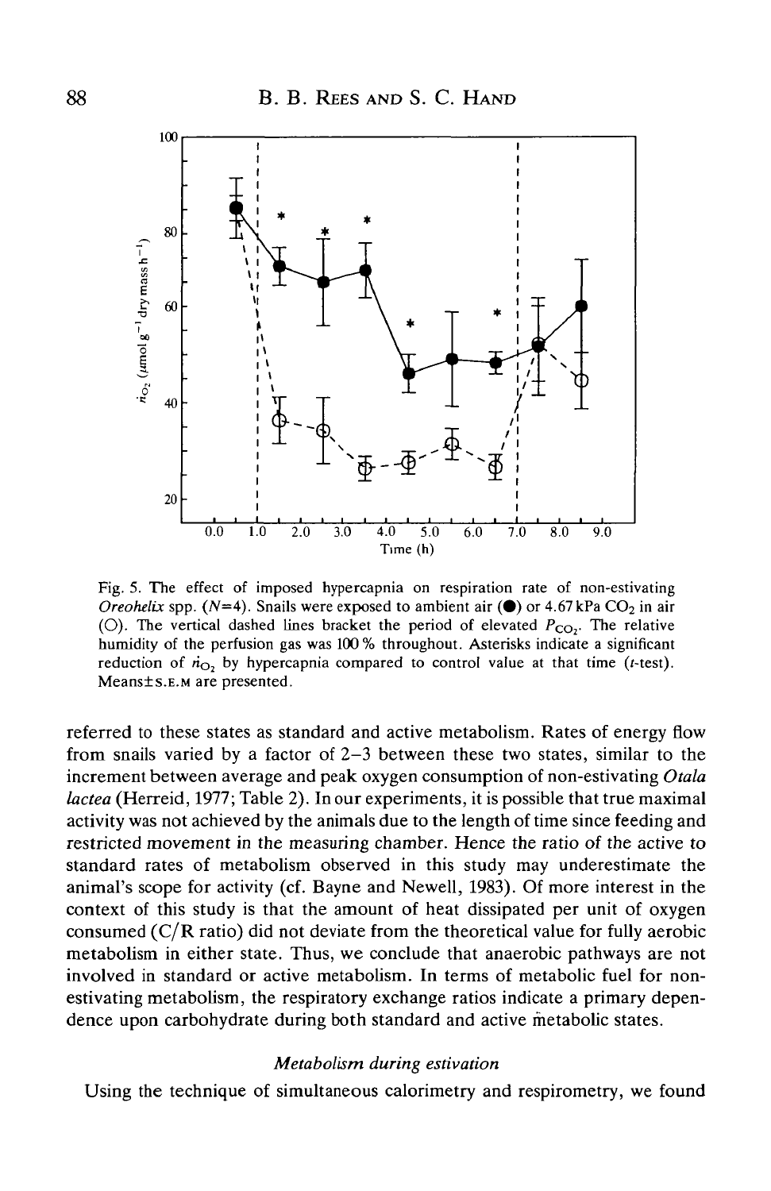Fig. 5. The effect of imposed hypercapnia on respiration rate of non-estivating *Oreohelix* spp. ($N$=4). Snails were exposed to ambient air (●) or 4.67 kPa $CO_2$ in air (○). The vertical dashed lines bracket the period of elevated $P_{CO_2}$. The relative humidity of the perfusion gas was 100 % throughout. Asterisks indicate a significant reduction of $\dot{n}_{O_2}$ by hypercapnia compared to control value at that time ($t$-test). Means±S.E.M are presented.

referred to these states as standard and active metabolism. Rates of energy flow from snails varied by a factor of 2–3 between these two states, similar to the increment between average and peak oxygen consumption of non-estivating *Otala lactea* (Herreid, 1977; Table 2). In our experiments, it is possible that true maximal activity was not achieved by the animals due to the length of time since feeding and restricted movement in the measuring chamber. Hence the ratio of the active to standard rates of metabolism observed in this study may underestimate the animal's scope for activity (cf. Bayne and Newell, 1983). Of more interest in the context of this study is that the amount of heat dissipated per unit of oxygen consumed (C/R ratio) did not deviate from the theoretical value for fully aerobic metabolism in either state. Thus, we conclude that anaerobic pathways are not involved in standard or active metabolism. In terms of metabolic fuel for non-estivating metabolism, the respiratory exchange ratios indicate a primary dependence upon carbohydrate during both standard and active metabolic states.

### *Metabolism during estivation*

Using the technique of simultaneous calorimetry and respirometry, we found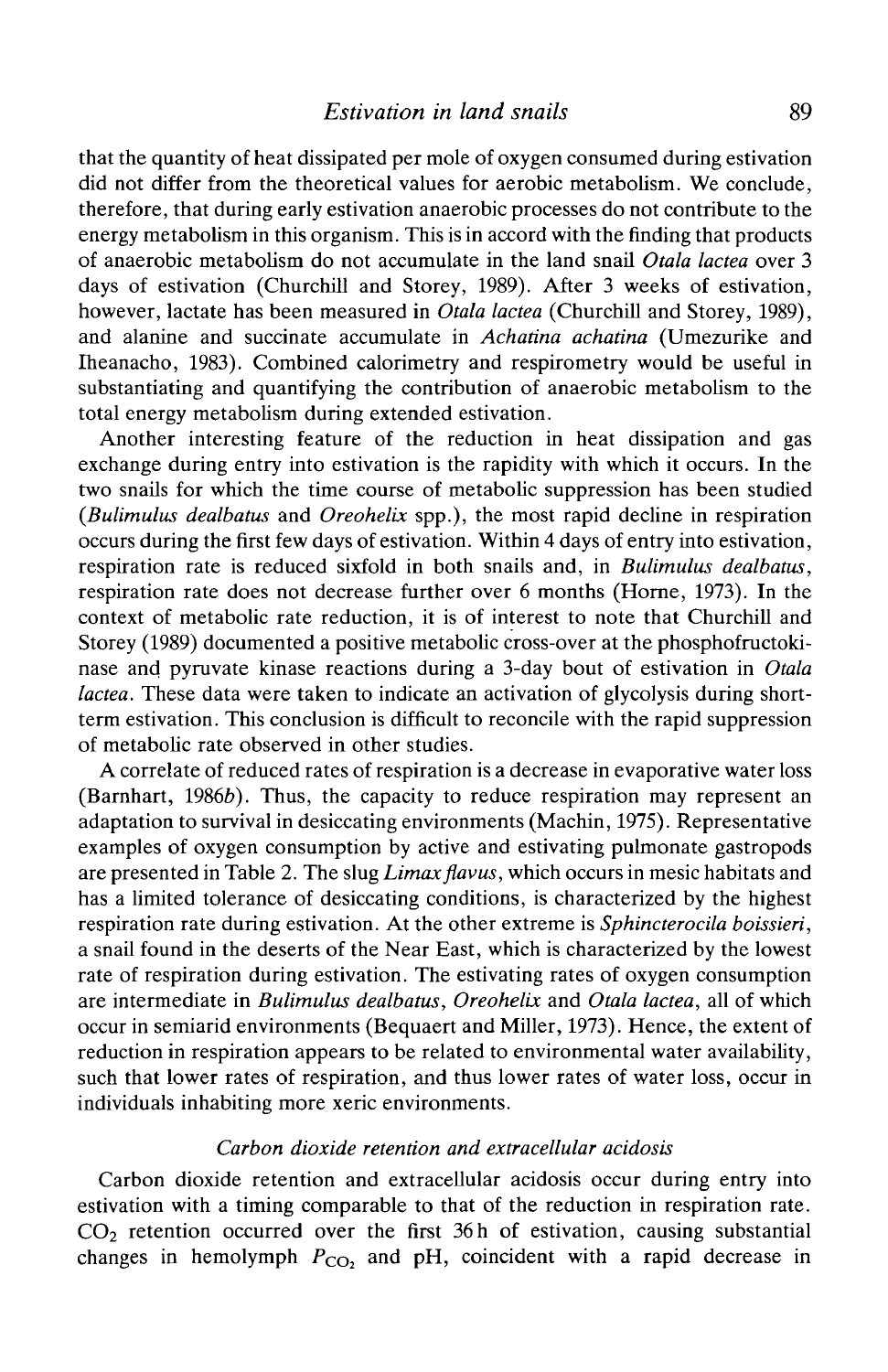that the quantity of heat dissipated per mole of oxygen consumed during estivation did not differ from the theoretical values for aerobic metabolism. We conclude, therefore, that during early estivation anaerobic processes do not contribute to the energy metabolism in this organism. This is in accord with the finding that products of anaerobic metabolism do not accumulate in the land snail *Otala lactea* over 3 days of estivation (Churchill and Storey, 1989). After 3 weeks of estivation, however, lactate has been measured in *Otala lactea* (Churchill and Storey, 1989), and alanine and succinate accumulate in *Achatina achatina* (Umezurike and Iheanacho, 1983). Combined calorimetry and respirometry would be useful in substantiating and quantifying the contribution of anaerobic metabolism to the total energy metabolism during extended estivation.

Another interesting feature of the reduction in heat dissipation and gas exchange during entry into estivation is the rapidity with which it occurs. In the two snails for which the time course of metabolic suppression has been studied (*Bulimulus dealbatus* and *Oreohelix* spp.), the most rapid decline in respiration occurs during the first few days of estivation. Within 4 days of entry into estivation, respiration rate is reduced sixfold in both snails and, in *Bulimulus dealbatus*, respiration rate does not decrease further over 6 months (Horne, 1973). In the context of metabolic rate reduction, it is of interest to note that Churchill and Storey (1989) documented a positive metabolic cross-over at the phosphofructokinase and pyruvate kinase reactions during a 3-day bout of estivation in *Otala lactea*. These data were taken to indicate an activation of glycolysis during short-term estivation. This conclusion is difficult to reconcile with the rapid suppression of metabolic rate observed in other studies.

A correlate of reduced rates of respiration is a decrease in evaporative water loss (Barnhart, 1986*b*). Thus, the capacity to reduce respiration may represent an adaptation to survival in desiccating environments (Machin, 1975). Representative examples of oxygen consumption by active and estivating pulmonate gastropods are presented in Table 2. The slug *Limax flavus*, which occurs in mesic habitats and has a limited tolerance of desiccating conditions, is characterized by the highest respiration rate during estivation. At the other extreme is *Sphincterocila boissieri*, a snail found in the deserts of the Near East, which is characterized by the lowest rate of respiration during estivation. The estivating rates of oxygen consumption are intermediate in *Bulimulus dealbatus*, *Oreohelix* and *Otala lactea*, all of which occur in semiarid environments (Bequaert and Miller, 1973). Hence, the extent of reduction in respiration appears to be related to environmental water availability, such that lower rates of respiration, and thus lower rates of water loss, occur in individuals inhabiting more xeric environments.

### *Carbon dioxide retention and extracellular acidosis*

Carbon dioxide retention and extracellular acidosis occur during entry into estivation with a timing comparable to that of the reduction in respiration rate. $CO_2$ retention occurred over the first 36 h of estivation, causing substantial changes in hemolymph $P_{CO_2}$ and pH, coincident with a rapid decrease in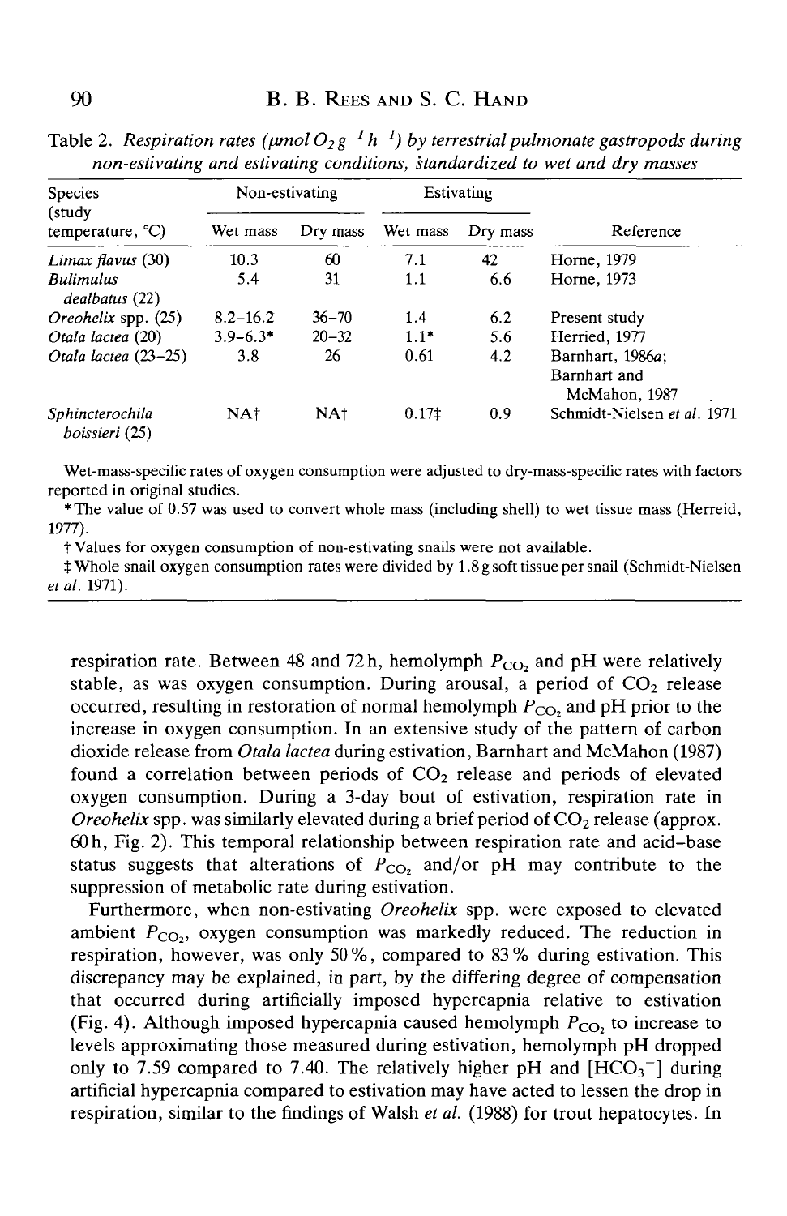Table 2. *Respiration rates (μmol $O_2$ $g^{-1}$ $h^{-1}$) by terrestrial pulmonate gastropods during non-estivating and estivating conditions, standardized to wet and dry masses*

| Species (study temperature, °C) | Non-estivating | | Estivating | | Reference |
|---|---|---|---|---|---|
| | Wet mass | Dry mass | Wet mass | Dry mass | |
| *Limax flavus* (30) | 10.3 | 60 | 7.1 | 42 | Horne, 1979 |
| *Bulimulus dealbatus* (22) | 5.4 | 31 | 1.1 | 6.6 | Horne, 1973 |
| *Oreohelix* spp. (25) | 8.2–16.2 | 36–70 | 1.4 | 6.2 | Present study |
| *Otala lactea* (20) | 3.9–6.3* | 20–32 | 1.1* | 5.6 | Herried, 1977 |
| *Otala lactea* (23–25) | 3.8 | 26 | 0.61 | 4.2 | Barnhart, 1986*a*; Barnhart and McMahon, 1987 |
| *Sphincterochila boissieri* (25) | NA† | NA† | 0.17‡ | 0.9 | Schmidt-Nielsen *et al.* 1971 |

Wet-mass-specific rates of oxygen consumption were adjusted to dry-mass-specific rates with factors reported in original studies.

* The value of 0.57 was used to convert whole mass (including shell) to wet tissue mass (Herreid, 1977).

† Values for oxygen consumption of non-estivating snails were not available.

‡ Whole snail oxygen consumption rates were divided by 1.8 g soft tissue per snail (Schmidt-Nielsen *et al.* 1971).

respiration rate. Between 48 and 72 h, hemolymph $P_{CO_2}$ and pH were relatively stable, as was oxygen consumption. During arousal, a period of $CO_2$ release occurred, resulting in restoration of normal hemolymph $P_{CO_2}$ and pH prior to the increase in oxygen consumption. In an extensive study of the pattern of carbon dioxide release from *Otala lactea* during estivation, Barnhart and McMahon (1987) found a correlation between periods of $CO_2$ release and periods of elevated oxygen consumption. During a 3-day bout of estivation, respiration rate in *Oreohelix* spp. was similarly elevated during a brief period of $CO_2$ release (approx. 60 h, Fig. 2). This temporal relationship between respiration rate and acid–base status suggests that alterations of $P_{CO_2}$ and/or pH may contribute to the suppression of metabolic rate during estivation.

Furthermore, when non-estivating *Oreohelix* spp. were exposed to elevated ambient $P_{CO_2}$, oxygen consumption was markedly reduced. The reduction in respiration, however, was only 50 %, compared to 83 % during estivation. This discrepancy may be explained, in part, by the differing degree of compensation that occurred during artificially imposed hypercapnia relative to estivation (Fig. 4). Although imposed hypercapnia caused hemolymph $P_{CO_2}$ to increase to levels approximating those measured during estivation, hemolymph pH dropped only to 7.59 compared to 7.40. The relatively higher pH and $[HCO_3^-]$ during artificial hypercapnia compared to estivation may have acted to lessen the drop in respiration, similar to the findings of Walsh *et al.* (1988) for trout hepatocytes. In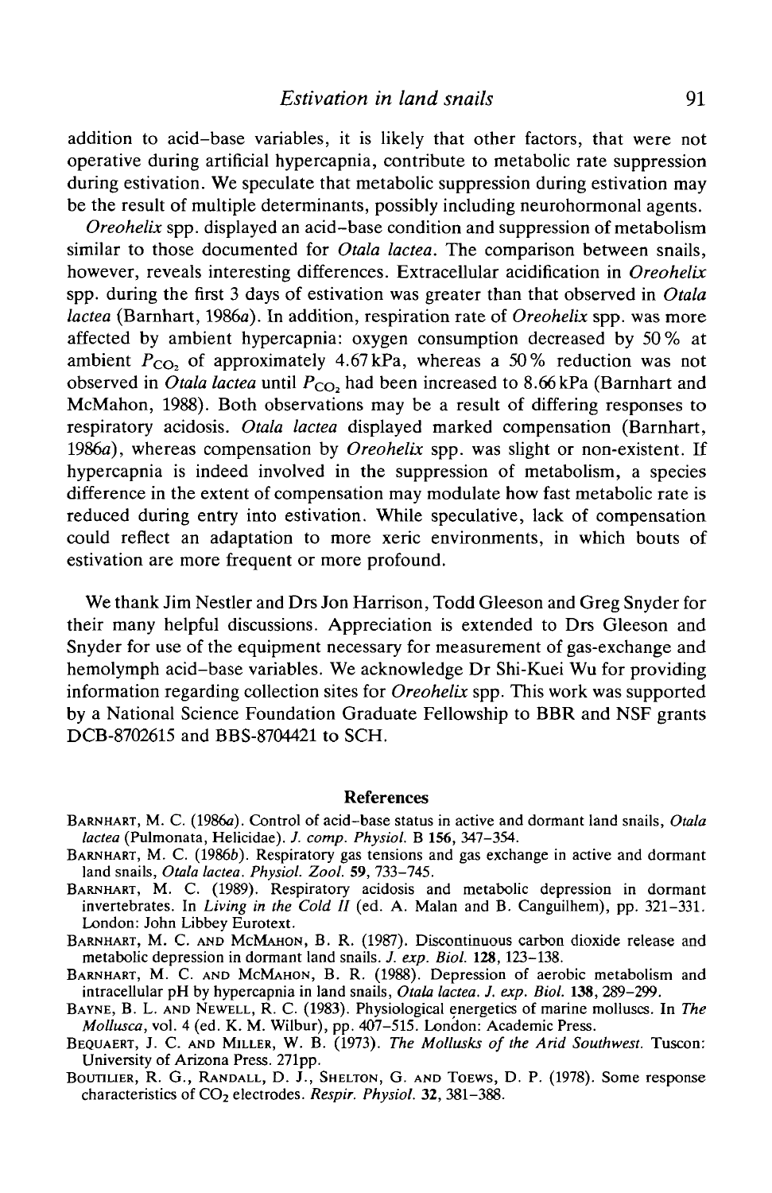addition to acid–base variables, it is likely that other factors, that were not operative during artificial hypercapnia, contribute to metabolic rate suppression during estivation. We speculate that metabolic suppression during estivation may be the result of multiple determinants, possibly including neurohormonal agents.

*Oreohelix* spp. displayed an acid–base condition and suppression of metabolism similar to those documented for *Otala lactea*. The comparison between snails, however, reveals interesting differences. Extracellular acidification in *Oreohelix* spp. during the first 3 days of estivation was greater than that observed in *Otala lactea* (Barnhart, 1986*a*). In addition, respiration rate of *Oreohelix* spp. was more affected by ambient hypercapnia: oxygen consumption decreased by 50 % at ambient $P_{CO_2}$ of approximately 4.67 kPa, whereas a 50 % reduction was not observed in *Otala lactea* until $P_{CO_2}$ had been increased to 8.66 kPa (Barnhart and McMahon, 1988). Both observations may be a result of differing responses to respiratory acidosis. *Otala lactea* displayed marked compensation (Barnhart, 1986*a*), whereas compensation by *Oreohelix* spp. was slight or non-existent. If hypercapnia is indeed involved in the suppression of metabolism, a species difference in the extent of compensation may modulate how fast metabolic rate is reduced during entry into estivation. While speculative, lack of compensation could reflect an adaptation to more xeric environments, in which bouts of estivation are more frequent or more profound.

We thank Jim Nestler and Drs Jon Harrison, Todd Gleeson and Greg Snyder for their many helpful discussions. Appreciation is extended to Drs Gleeson and Snyder for use of the equipment necessary for measurement of gas-exchange and hemolymph acid–base variables. We acknowledge Dr Shi-Kuei Wu for providing information regarding collection sites for *Oreohelix* spp. This work was supported by a National Science Foundation Graduate Fellowship to BBR and NSF grants DCB-8702615 and BBS-8704421 to SCH.

## References

Barnhart, M. C. (1986*a*). Control of acid–base status in active and dormant land snails, *Otala lactea* (Pulmonata, Helicidae). *J. comp. Physiol.* B **156**, 347–354.

Barnhart, M. C. (1986*b*). Respiratory gas tensions and gas exchange in active and dormant land snails, *Otala lactea*. *Physiol. Zool.* **59**, 733–745.

Barnhart, M. C. (1989). Respiratory acidosis and metabolic depression in dormant invertebrates. In *Living in the Cold II* (ed. A. Malan and B. Canguilhem), pp. 321–331. London: John Libbey Eurotext.

Barnhart, M. C. and McMahon, B. R. (1987). Discontinuous carbon dioxide release and metabolic depression in dormant land snails. *J. exp. Biol.* **128**, 123–138.

Barnhart, M. C. and McMahon, B. R. (1988). Depression of aerobic metabolism and intracellular pH by hypercapnia in land snails, *Otala lactea*. *J. exp. Biol.* **138**, 289–299.

Bayne, B. L. and Newell, R. C. (1983). Physiological energetics of marine molluscs. In *The Mollusca*, vol. 4 (ed. K. M. Wilbur), pp. 407–515. London: Academic Press.

Bequaert, J. C. and Miller, W. B. (1973). *The Mollusks of the Arid Southwest.* Tuscon: University of Arizona Press. 271pp.

Boutilier, R. G., Randall, D. J., Shelton, G. and Toews, D. P. (1978). Some response characteristics of $CO_2$ electrodes. *Respir. Physiol.* **32**, 381–388.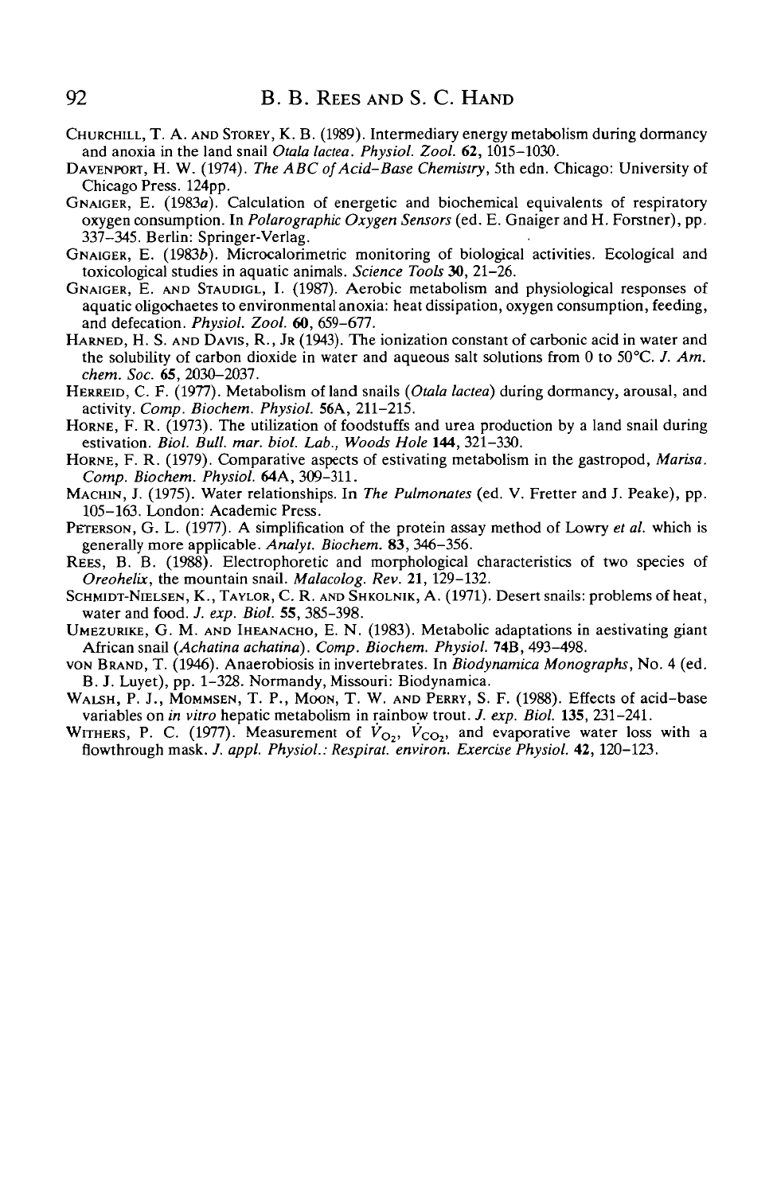Churchill, T. A. and Storey, K. B. (1989). Intermediary energy metabolism during dormancy and anoxia in the land snail *Otala lactea*. *Physiol. Zool.* **62**, 1015–1030.

Davenport, H. W. (1974). *The ABC of Acid–Base Chemistry*, 5th edn. Chicago: University of Chicago Press. 124pp.

Gnaiger, E. (1983*a*). Calculation of energetic and biochemical equivalents of respiratory oxygen consumption. In *Polarographic Oxygen Sensors* (ed. E. Gnaiger and H. Forstner), pp. 337–345. Berlin: Springer-Verlag.

Gnaiger, E. (1983*b*). Microcalorimetric monitoring of biological activities. Ecological and toxicological studies in aquatic animals. *Science Tools* **30**, 21–26.

Gnaiger, E. and Staudigl, I. (1987). Aerobic metabolism and physiological responses of aquatic oligochaetes to environmental anoxia: heat dissipation, oxygen consumption, feeding, and defecation. *Physiol. Zool.* **60**, 659–677.

Harned, H. S. and Davis, R., Jr (1943). The ionization constant of carbonic acid in water and the solubility of carbon dioxide in water and aqueous salt solutions from 0 to 50°C. *J. Am. chem. Soc.* **65**, 2030–2037.

Herreid, C. F. (1977). Metabolism of land snails (*Otala lactea*) during dormancy, arousal, and activity. *Comp. Biochem. Physiol.* **56A**, 211–215.

Horne, F. R. (1973). The utilization of foodstuffs and urea production by a land snail during estivation. *Biol. Bull. mar. biol. Lab., Woods Hole* **144**, 321–330.

Horne, F. R. (1979). Comparative aspects of estivating metabolism in the gastropod, *Marisa*. *Comp. Biochem. Physiol.* **64A**, 309–311.

Machin, J. (1975). Water relationships. In *The Pulmonates* (ed. V. Fretter and J. Peake), pp. 105–163. London: Academic Press.

Peterson, G. L. (1977). A simplification of the protein assay method of Lowry *et al.* which is generally more applicable. *Analyt. Biochem.* **83**, 346–356.

Rees, B. B. (1988). Electrophoretic and morphological characteristics of two species of *Oreohelix*, the mountain snail. *Malacolog. Rev.* **21**, 129–132.

Schmidt-Nielsen, K., Taylor, C. R. and Shkolnik, A. (1971). Desert snails: problems of heat, water and food. *J. exp. Biol.* **55**, 385–398.

Umezurike, G. M. and Iheanacho, E. N. (1983). Metabolic adaptations in aestivating giant African snail (*Achatina achatina*). *Comp. Biochem. Physiol.* **74B**, 493–498.

von Brand, T. (1946). Anaerobiosis in invertebrates. In *Biodynamica Monographs*, No. 4 (ed. B. J. Luyet), pp. 1–328. Normandy, Missouri: Biodynamica.

Walsh, P. J., Mommsen, T. P., Moon, T. W. and Perry, S. F. (1988). Effects of acid–base variables on *in vitro* hepatic metabolism in rainbow trout. *J. exp. Biol.* **135**, 231–241.

Withers, P. C. (1977). Measurement of $\dot{V}_{O_2}$, $\dot{V}_{CO_2}$, and evaporative water loss with a flowthrough mask. *J. appl. Physiol.: Respirat. environ. Exercise Physiol.* **42**, 120–123.